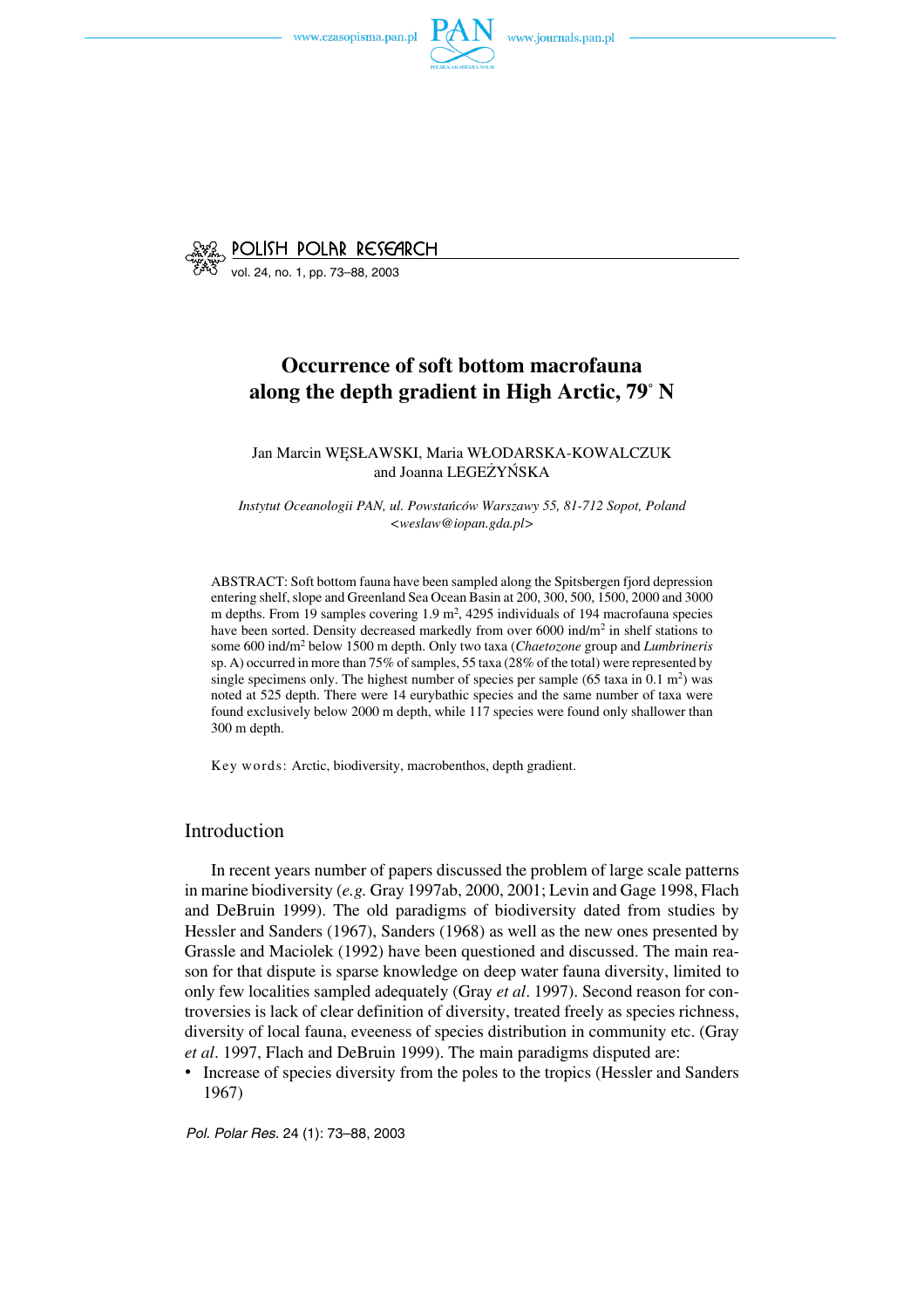# Occurrence of soft bottom macrofauna along the depth gradient in High Arctic, 79° N

Jan Marcin WĘSŁAWSKI, Maria WŁODARSKA-KOWALCZUK and Joanna LEGEŻYŃSKA

*Instytut Oceanologii PAN, ul. Powstańców Warszawy 55, 81-712 Sopot, Poland <weslaw@iopan.gda.pl>*

ABSTRACT: Soft bottom fauna have been sampled along the Spitsbergen fjord depression entering shelf, slope and Greenland Sea Ocean Basin at 200, 300, 500, 1500, 2000 and 3000 m depths. From 19 samples covering 1.9 m$^2$, 4295 individuals of 194 macrofauna species have been sorted. Density decreased markedly from over 6000 ind/m$^2$ in shelf stations to some 600 ind/m$^2$ below 1500 m depth. Only two taxa (*Chaetozone* group and *Lumbrineris* sp. A) occurred in more than 75% of samples, 55 taxa (28% of the total) were represented by single specimens only. The highest number of species per sample (65 taxa in 0.1 m$^2$) was noted at 525 depth. There were 14 eurybathic species and the same number of taxa were found exclusively below 2000 m depth, while 117 species were found only shallower than 300 m depth.

Key words: Arctic, biodiversity, macrobenthos, depth gradient.

## Introduction

In recent years number of papers discussed the problem of large scale patterns in marine biodiversity (*e.g.* Gray 1997ab, 2000, 2001; Levin and Gage 1998, Flach and DeBruin 1999). The old paradigms of biodiversity dated from studies by Hessler and Sanders (1967), Sanders (1968) as well as the new ones presented by Grassle and Maciolek (1992) have been questioned and discussed. The main reason for that dispute is sparse knowledge on deep water fauna diversity, limited to only few localities sampled adequately (Gray *et al*. 1997). Second reason for controversies is lack of clear definition of diversity, treated freely as species richness, diversity of local fauna, eveeness of species distribution in community etc. (Gray *et al*. 1997, Flach and DeBruin 1999). The main paradigms disputed are:

- Increase of species diversity from the poles to the tropics (Hessler and Sanders 1967)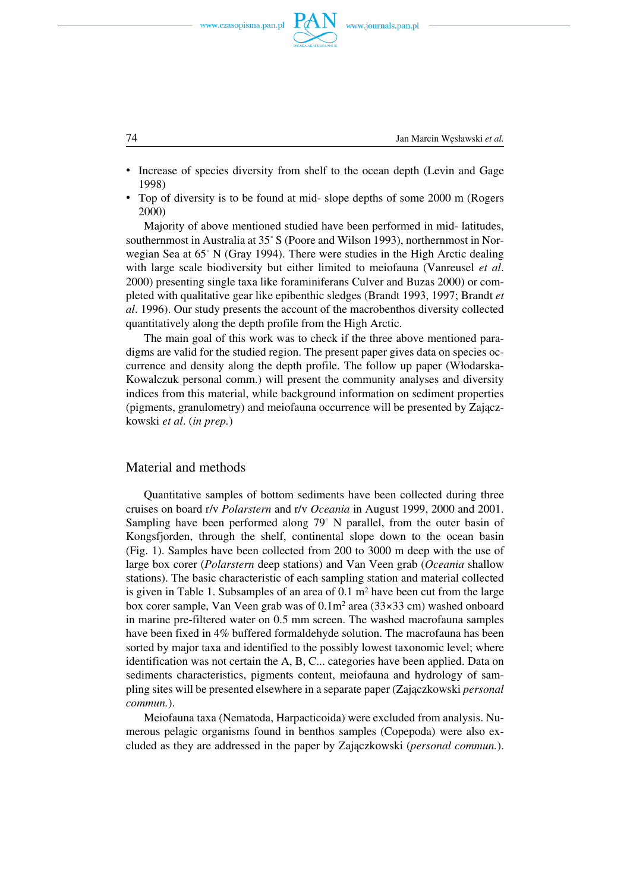- Increase of species diversity from shelf to the ocean depth (Levin and Gage 1998)
- Top of diversity is to be found at mid- slope depths of some 2000 m (Rogers 2000)

Majority of above mentioned studied have been performed in mid- latitudes, southernmost in Australia at 35° S (Poore and Wilson 1993), northernmost in Norwegian Sea at 65° N (Gray 1994). There were studies in the High Arctic dealing with large scale biodiversity but either limited to meiofauna (Vanreusel *et al*. 2000) presenting single taxa like foraminiferans Culver and Buzas 2000) or completed with qualitative gear like epibenthic sledges (Brandt 1993, 1997; Brandt *et al*. 1996). Our study presents the account of the macrobenthos diversity collected quantitatively along the depth profile from the High Arctic.

The main goal of this work was to check if the three above mentioned paradigms are valid for the studied region. The present paper gives data on species occurrence and density along the depth profile. The follow up paper (Włodarska-Kowalczuk personal comm.) will present the community analyses and diversity indices from this material, while background information on sediment properties (pigments, granulometry) and meiofauna occurrence will be presented by Zajączkowski *et al*. (*in prep.*)

## Material and methods

Quantitative samples of bottom sediments have been collected during three cruises on board r/v *Polarstern* and r/v *Oceania* in August 1999, 2000 and 2001. Sampling have been performed along 79° N parallel, from the outer basin of Kongsfjorden, through the shelf, continental slope down to the ocean basin (Fig. 1). Samples have been collected from 200 to 3000 m deep with the use of large box corer (*Polarstern* deep stations) and Van Veen grab (*Oceania* shallow stations). The basic characteristic of each sampling station and material collected is given in Table 1. Subsamples of an area of 0.1 m$^2$ have been cut from the large box corer sample, Van Veen grab was of 0.1m$^2$ area (33×33 cm) washed onboard in marine pre-filtered water on 0.5 mm screen. The washed macrofauna samples have been fixed in 4% buffered formaldehyde solution. The macrofauna has been sorted by major taxa and identified to the possibly lowest taxonomic level; where identification was not certain the A, B, C... categories have been applied. Data on sediments characteristics, pigments content, meiofauna and hydrology of sampling sites will be presented elsewhere in a separate paper (Zajączkowski *personal commun.*).

Meiofauna taxa (Nematoda, Harpacticoida) were excluded from analysis. Numerous pelagic organisms found in benthos samples (Copepoda) were also excluded as they are addressed in the paper by Zajączkowski (*personal commun.*).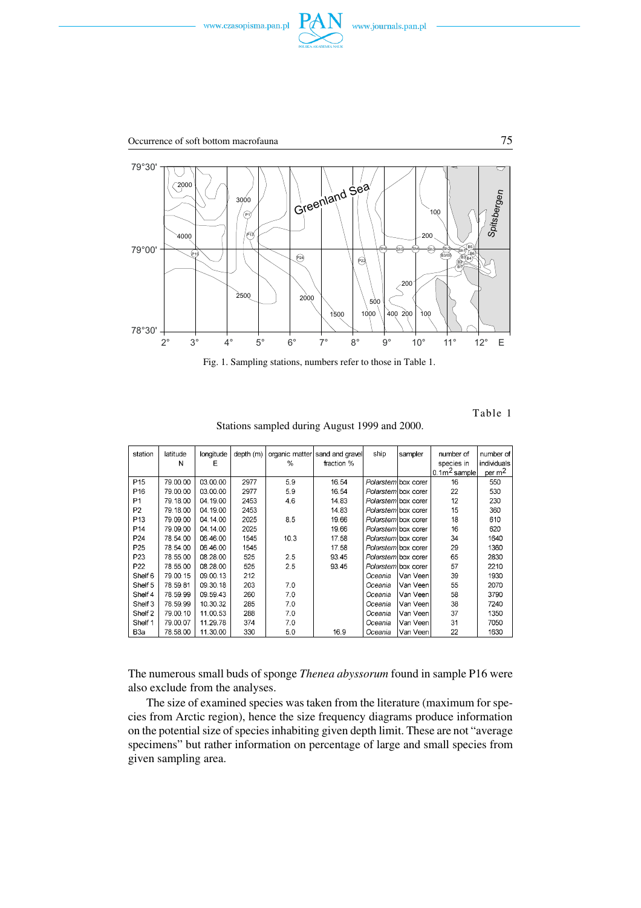79°30'

2000

3000

Greenland Sea

P1

100

Spitsbergen

4000

P13

200

79°00'

P15

P24

P22

Sh6 Sh5 Sh4 Sh3 Sh2 Sh1 B5 B6 B3/00 B3 B4 B2 B1

200

2500

2000

500

1500

1000

400 200 100

78°30'

2° 3° 4° 5° 6° 7° 8° 9° 10° 11° 12° E

Fig. 1. Sampling stations, numbers refer to those in Table 1.

Table 1

Stations sampled during August 1999 and 2000.

| station | latitude N | longitude E | depth (m) | organic matter % | sand and gravel fraction % | ship | sampler | number of species in 0.1m$^2$ sample | number of individuals per m$^2$ |
|---|---|---|---|---|---|---|---|---|---|
| P15 | 79.00.00 | 03.00.00 | 2977 | 5.9 | 16.54 | *Polarstern* | box corer | 16 | 550 |
| P16 | 79.00.00 | 03.00.00 | 2977 | 5.9 | 16.54 | *Polarstern* | box corer | 22 | 530 |
| P1 | 79.18.00 | 04.19.00 | 2453 | 4.6 | 14.83 | *Polarstern* | box corer | 12 | 230 |
| P2 | 79.18.00 | 04.19.00 | 2453 | | 14.83 | *Polarstern* | box corer | 15 | 360 |
| P13 | 79.09.00 | 04.14.00 | 2025 | 8.5 | 19.66 | *Polarstern* | box corer | 18 | 610 |
| P14 | 79.09.00 | 04.14.00 | 2025 | | 19.66 | *Polarstern* | box corer | 16 | 620 |
| P24 | 78.54.00 | 06.46.00 | 1545 | 10.3 | 17.58 | *Polarstern* | box corer | 34 | 1640 |
| P25 | 78.54.00 | 06.46.00 | 1545 | | 17.58 | *Polarstern* | box corer | 29 | 1360 |
| P23 | 78.55.00 | 08.28.00 | 525 | 2.5 | 93.45 | *Polarstern* | box corer | 65 | 2830 |
| P22 | 78.55.00 | 08.28.00 | 525 | 2.5 | 93.45 | *Polarstern* | box corer | 57 | 2210 |
| Shelf 6 | 79.00.15 | 09.00.13 | 212 | | | *Oceania* | Van Veen | 39 | 1930 |
| Shelf 5 | 78.59.81 | 09.30.18 | 203 | 7.0 | | *Oceania* | Van Veen | 55 | 2070 |
| Shelf 4 | 78.59.99 | 09.59.43 | 260 | 7.0 | | *Oceania* | Van Veen | 58 | 3790 |
| Shelf 3 | 78.59.99 | 10.30.32 | 285 | 7.0 | | *Oceania* | Van Veen | 38 | 7240 |
| Shelf 2 | 79.00.10 | 11.00.53 | 288 | 7.0 | | *Oceania* | Van Veen | 37 | 1350 |
| Shelf 1 | 79.00.07 | 11.29.78 | 374 | 7.0 | | *Oceania* | Van Veen | 31 | 7050 |
| B3a | 78.58.00 | 11.30.00 | 330 | 5.0 | 16.9 | *Oceania* | Van Veen | 22 | 1630 |

The numerous small buds of sponge *Thenea abyssorum* found in sample P16 were also exclude from the analyses.

The size of examined species was taken from the literature (maximum for species from Arctic region), hence the size frequency diagrams produce information on the potential size of species inhabiting given depth limit. These are not "average specimens" but rather information on percentage of large and small species from given sampling area.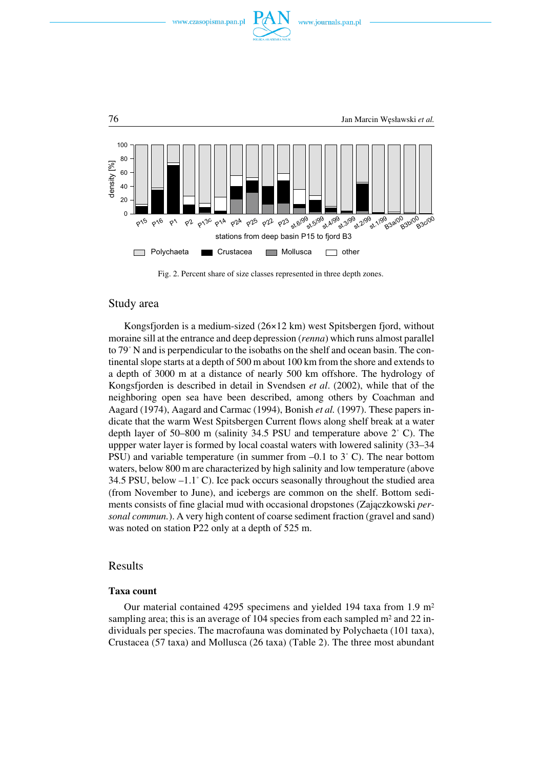100
80
60
40
20
0

density [%]

P15 P16 P1 P2 P13c P14 P24 P25 P22 P23 st.6/99 st.5/99 st.4/99 st.3/99 st.2/99 st.1/99 B3a/00 B3b/00 B3c/00

stations from deep basin P15 to fjord B3

Polychaeta Crustacea Mollusca other

Fig. 2. Percent share of size classes represented in three depth zones.

## Study area

Kongsfjorden is a medium-sized (26×12 km) west Spitsbergen fjord, without moraine sill at the entrance and deep depression (*renna*) which runs almost parallel to 79° N and is perpendicular to the isobaths on the shelf and ocean basin. The continental slope starts at a depth of 500 m about 100 km from the shore and extends to a depth of 3000 m at a distance of nearly 500 km offshore. The hydrology of Kongsfjorden is described in detail in Svendsen *et al*. (2002), while that of the neighboring open sea have been described, among others by Coachman and Aagard (1974), Aagard and Carmac (1994), Bonish *et al.* (1997). These papers indicate that the warm West Spitsbergen Current flows along shelf break at a water depth layer of 50–800 m (salinity 34.5 PSU and temperature above 2° C). The uppper water layer is formed by local coastal waters with lowered salinity (33–34 PSU) and variable temperature (in summer from –0.1 to 3° C). The near bottom waters, below 800 m are characterized by high salinity and low temperature (above 34.5 PSU, below –1.1° C). Ice pack occurs seasonally throughout the studied area (from November to June), and icebergs are common on the shelf. Bottom sediments consists of fine glacial mud with occasional dropstones (Zajączkowski *personal commun.*). A very high content of coarse sediment fraction (gravel and sand) was noted on station P22 only at a depth of 525 m.

## Results

### Taxa count

Our material contained 4295 specimens and yielded 194 taxa from 1.9 m² sampling area; this is an average of 104 species from each sampled m² and 22 individuals per species. The macrofauna was dominated by Polychaeta (101 taxa), Crustacea (57 taxa) and Mollusca (26 taxa) (Table 2). The three most abundant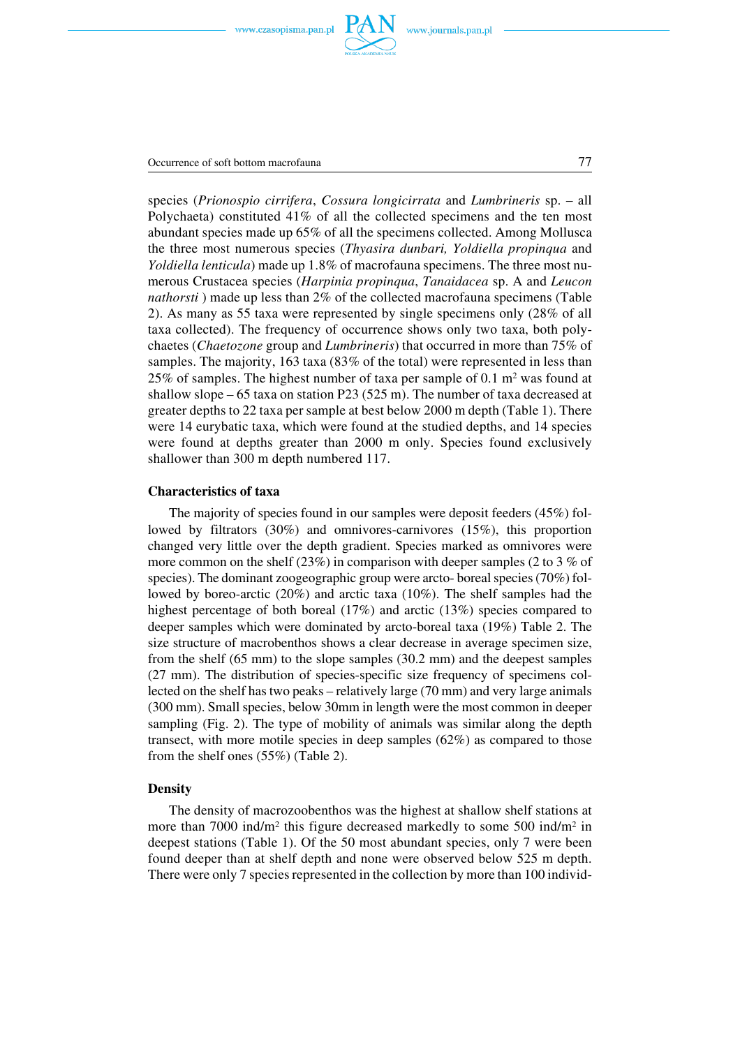species (*Prionospio cirrifera*, *Cossura longicirrata* and *Lumbrineris* sp. – all Polychaeta) constituted 41% of all the collected specimens and the ten most abundant species made up 65% of all the specimens collected. Among Mollusca the three most numerous species (*Thyasira dunbari, Yoldiella propinqua* and *Yoldiella lenticula*) made up 1.8% of macrofauna specimens. The three most numerous Crustacea species (*Harpinia propinqua*, *Tanaidacea* sp. A and *Leucon nathorsti* ) made up less than 2% of the collected macrofauna specimens (Table 2). As many as 55 taxa were represented by single specimens only (28% of all taxa collected). The frequency of occurrence shows only two taxa, both polychaetes (*Chaetozone* group and *Lumbrineris*) that occurred in more than 75% of samples. The majority, 163 taxa (83% of the total) were represented in less than 25% of samples. The highest number of taxa per sample of 0.1 m$^2$ was found at shallow slope – 65 taxa on station P23 (525 m). The number of taxa decreased at greater depths to 22 taxa per sample at best below 2000 m depth (Table 1). There were 14 eurybatic taxa, which were found at the studied depths, and 14 species were found at depths greater than 2000 m only. Species found exclusively shallower than 300 m depth numbered 117.

### Characteristics of taxa

The majority of species found in our samples were deposit feeders (45%) followed by filtrators (30%) and omnivores-carnivores (15%), this proportion changed very little over the depth gradient. Species marked as omnivores were more common on the shelf (23%) in comparison with deeper samples (2 to 3 % of species). The dominant zoogeographic group were arcto- boreal species (70%) followed by boreo-arctic (20%) and arctic taxa (10%). The shelf samples had the highest percentage of both boreal (17%) and arctic (13%) species compared to deeper samples which were dominated by arcto-boreal taxa (19%) Table 2. The size structure of macrobenthos shows a clear decrease in average specimen size, from the shelf (65 mm) to the slope samples (30.2 mm) and the deepest samples (27 mm). The distribution of species-specific size frequency of specimens collected on the shelf has two peaks – relatively large (70 mm) and very large animals (300 mm). Small species, below 30mm in length were the most common in deeper sampling (Fig. 2). The type of mobility of animals was similar along the depth transect, with more motile species in deep samples (62%) as compared to those from the shelf ones (55%) (Table 2).

### Density

The density of macrozoobenthos was the highest at shallow shelf stations at more than 7000 ind/m$^2$ this figure decreased markedly to some 500 ind/m$^2$ in deepest stations (Table 1). Of the 50 most abundant species, only 7 were been found deeper than at shelf depth and none were observed below 525 m depth. There were only 7 species represented in the collection by more than 100 individ-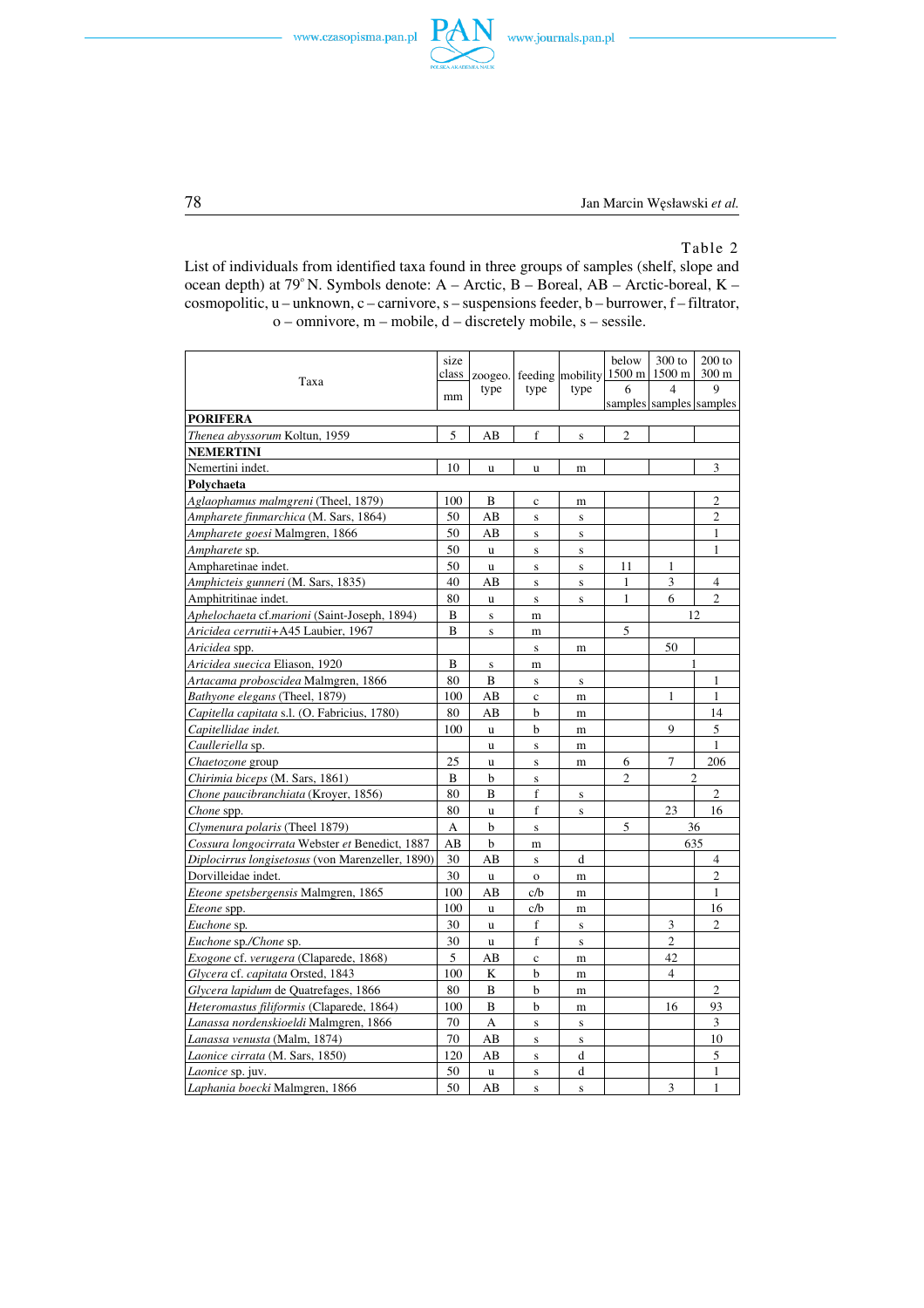Table 2

List of individuals from identified taxa found in three groups of samples (shelf, slope and ocean depth) at 79° N. Symbols denote: A – Arctic, B – Boreal, AB – Arctic-boreal, K – cosmopolitic, u – unknown, c – carnivore, s – suspensions feeder, b – burrower, f – filtrator, o – omnivore, m – mobile, d – discretely mobile, s – sessile.

| Taxa | size class mm | zoogeo. type | feeding type | mobility type | below 1500 m 6 samples | 300 to 1500 m 4 samples | 200 to 300 m 9 samples |
|---|---|---|---|---|---|---|---|
| **PORIFERA** | | | | | | | |
| *Thenea abyssorum* Koltun, 1959 | 5 | AB | f | s | 2 | | |
| **NEMERTINI** | | | | | | | |
| Nemertini indet. | 10 | u | u | m | | | 3 |
| **Polychaeta** | | | | | | | |
| *Aglaophamus malmgreni* (Theel, 1879) | 100 | B | c | m | | | 2 |
| *Amphарete finmarchica* (M. Sars, 1864) | 50 | AB | s | s | | | 2 |
| *Ampharete goesi* Malmgren, 1866 | 50 | AB | s | s | | | 1 |
| *Ampharete* sp. | 50 | u | s | s | | | 1 |
| Ampharetinae indet. | 50 | u | s | s | 11 | 1 | |
| *Amphicteis gunneri* (M. Sars, 1835) | 40 | AB | s | s | 1 | 3 | 4 |
| Amphitritinae indet. | 80 | u | s | s | 1 | 6 | 2 |
| *Aphelochaeta* cf.*marioni* (Saint-Joseph, 1894) | B | s | m | | | 12 | |
| *Aricidea cerrutii*+A45 Laubier, 1967 | B | s | m | | 5 | | |
| *Aricidea* spp. | | | s | m | | 50 | |
| *Aricidea suecica* Eliason, 1920 | B | s | m | | | 1 | |
| *Artacama proboscidea* Malmgren, 1866 | 80 | B | s | s | | | 1 |
| *Bathyone elegans* (Theel, 1879) | 100 | AB | c | m | | 1 | 1 |
| *Capitella capitata* s.l. (O. Fabricius, 1780) | 80 | AB | b | m | | | 14 |
| *Capitellidae indet.* | 100 | u | b | m | | 9 | 5 |
| *Caulleriella* sp. | | u | s | m | | | 1 |
| *Chaetozone* group | 25 | u | s | m | 6 | 7 | 206 |
| *Chirimia biceps* (M. Sars, 1861) | B | b | s | | 2 | 2 | |
| *Chone paucibranchiata* (Kroyer, 1856) | 80 | B | f | s | | | 2 |
| *Chone* spp. | 80 | u | f | s | | 23 | 16 |
| *Clymenura polaris* (Theel 1879) | A | b | s | | 5 | 36 | |
| *Cossura longocirrata* Webster *et* Benedict, 1887 | AB | b | m | | | 635 | |
| *Diplocirrus longisetosus* (von Marenzeller, 1890) | 30 | AB | s | d | | | 4 |
| Dorvilleidae indet. | 30 | u | o | m | | | 2 |
| *Eteone spetsbergensis* Malmgren, 1865 | 100 | AB | c/b | m | | | 1 |
| *Eteone* spp. | 100 | u | c/b | m | | | 16 |
| *Euchone* sp. | 30 | u | f | s | | 3 | 2 |
| *Euchone* sp./*Chone* sp. | 30 | u | f | s | | 2 | |
| *Exogone* cf. *verugera* (Claparede, 1868) | 5 | AB | c | m | | 42 | |
| *Glycera* cf. *capitata* Orsted, 1843 | 100 | K | b | m | | 4 | |
| *Glycera lapidum* de Quatrefages, 1866 | 80 | B | b | m | | | 2 |
| *Heteromastus filiformis* (Claparede, 1864) | 100 | B | b | m | | 16 | 93 |
| *Lanassa nordenskioeldi* Malmgren, 1866 | 70 | A | s | s | | | 3 |
| *Lanassa venusta* (Malm, 1874) | 70 | AB | s | s | | | 10 |
| *Laonice cirrata* (M. Sars, 1850) | 120 | AB | s | d | | | 5 |
| *Laonice* sp. juv. | 50 | u | s | d | | | 1 |
| *Laphania boecki* Malmgren, 1866 | 50 | AB | s | s | | 3 | 1 |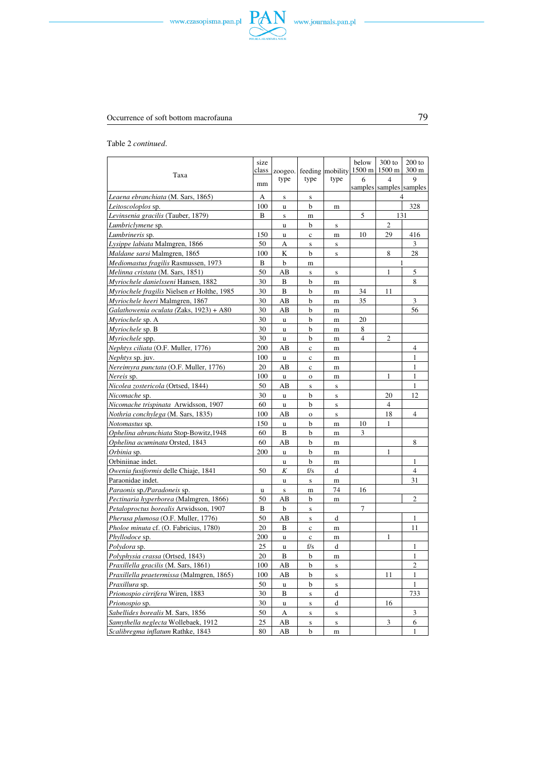Table 2 *continued*.

| Taxa | size class mm | zoogeo. type | feeding type | mobility type | below 1500 m 6 samples | 300 to 1500 m 4 samples | 200 to 300 m 9 samples |
|---|---|---|---|---|---|---|---|
| *Leaena ebranchiata* (M. Sars, 1865) | A | s | s | | | 4 | |
| *Leitoscoloplos* sp. | 100 | u | b | m | | | 328 |
| *Levinsenia gracilis* (Tauber, 1879) | B | s | m | | 5 | 131 | |
| *Lumbriclymene* sp. | | u | b | s | | 2 | |
| *Lumbrineris* sp. | 150 | u | c | m | 10 | 29 | 416 |
| *Lysippe labiata* Malmgren, 1866 | 50 | A | s | s | | | 3 |
| *Maldane sarsi* Malmgren, 1865 | 100 | K | b | s | | 8 | 28 |
| *Mediomastus fragilis* Rasmussen, 1973 | B | b | m | | | 1 | |
| *Melinna cristata* (M. Sars, 1851) | 50 | AB | s | s | | 1 | 5 |
| *Myriochele danielsseni* Hansen, 1882 | 30 | B | b | m | | | 8 |
| *Myriochele fragilis* Nielsen *et* Holthe, 1985 | 30 | B | b | m | 34 | 11 | |
| *Myriochele heeri* Malmgren, 1867 | 30 | AB | b | m | 35 | | 3 |
| *Galathowenia oculata* (Zaks, 1923) + A80 | 30 | AB | b | m | | | 56 |
| *Myriochele* sp. A | 30 | u | b | m | 20 | | |
| *Myriochele* sp. B | 30 | u | b | m | 8 | | |
| *Myriochele* spp. | 30 | u | b | m | 4 | 2 | |
| *Nephtys ciliata* (O.F. Muller, 1776) | 200 | AB | c | m | | | 4 |
| *Nephtys* sp. juv. | 100 | u | c | m | | | 1 |
| *Nereimyra punctata* (O.F. Muller, 1776) | 20 | AB | c | m | | | 1 |
| *Nereis* sp. | 100 | u | o | m | | 1 | 1 |
| *Nicolea zostericola* (Ortsed, 1844) | 50 | AB | s | s | | | 1 |
| *Nicomache* sp. | 30 | u | b | s | | 20 | 12 |
| *Nicomache trispinata* Arwidsson, 1907 | 60 | u | b | s | | 4 | |
| *Nothria conchylega* (M. Sars, 1835) | 100 | AB | o | s | | 18 | 4 |
| *Notomastus* sp. | 150 | u | b | m | 10 | 1 | |
| *Ophelina abranchiata* Stop-Bowitz,1948 | 60 | B | b | m | 3 | | |
| *Ophelina acuminata* Orsted, 1843 | 60 | AB | b | m | | | 8 |
| *Orbinia* sp. | 200 | u | b | m | | 1 | |
| Orbiniinae indet. | | u | b | m | | | 1 |
| *Owenia fusiformis* delle Chiaje, 1841 | 50 | *K* | f/s | d | | | 4 |
| Paraonidae indet. | | u | s | m | | | 31 |
| *Paraonis* sp./*Paradoneis* sp. | u | s | m | 74 | 16 | | |
| *Pectinaria hyperborea* (Malmgren, 1866) | 50 | AB | b | m | | | 2 |
| *Petaloproctus borealis* Arwidsson, 1907 | B | b | s | | 7 | | |
| *Pherusa plumosa* (O.F. Muller, 1776) | 50 | AB | s | d | | | 1 |
| *Pholoe minuta* cf. (O. Fabricius, 1780) | 20 | B | c | m | | | 11 |
| *Phyllodoce* sp. | 200 | u | c | m | | 1 | |
| *Polydora* sp. | 25 | u | f/s | d | | | 1 |
| *Polyphysia crassa* (Ortsed, 1843) | 20 | B | b | m | | | 1 |
| *Praxillella gracilis* (M. Sars, 1861) | 100 | AB | b | s | | | 2 |
| *Praxillella praetermissa* (Malmgren, 1865) | 100 | AB | b | s | | 11 | 1 |
| *Praxillura* sp. | 50 | u | b | s | | | 1 |
| *Prionospio cirrifera* Wiren, 1883 | 30 | B | s | d | | | 733 |
| *Prionospio* sp. | 30 | u | s | d | | 16 | |
| *Sabellides borealis* M. Sars, 1856 | 50 | A | s | s | | | 3 |
| *Samythella neglecta* Wollebaek, 1912 | 25 | AB | s | s | | 3 | 6 |
| *Scalibregma inflatum* Rathke, 1843 | 80 | AB | b | m | | | 1 |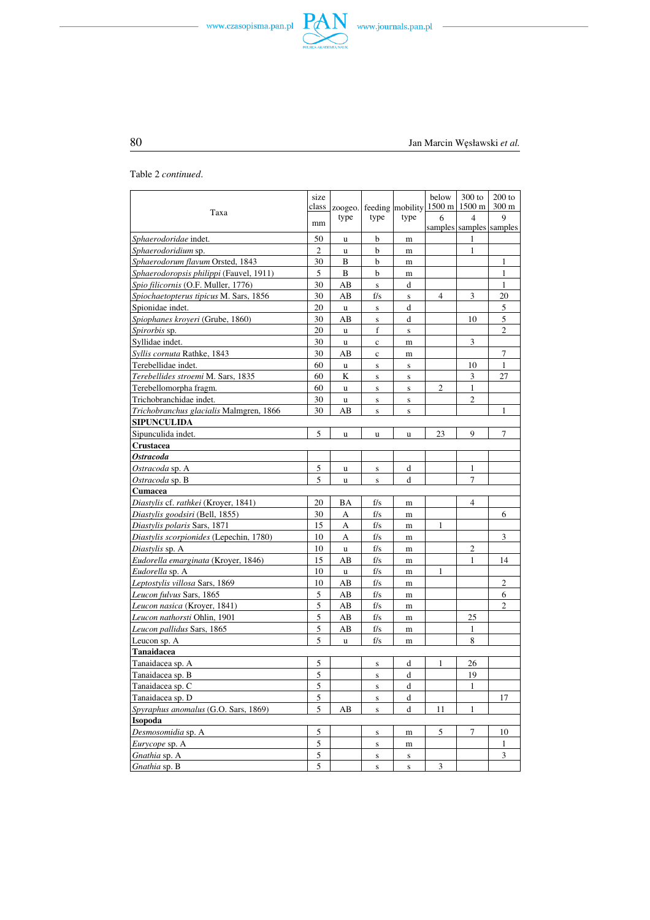Table 2 *continued*.

| Taxa | size class mm | zoogeo. type | feeding type | mobility type | below 1500 m 6 samples | 300 to 1500 m 4 samples | 200 to 300 m 9 samples |
|---|---|---|---|---|---|---|---|
| *Sphaerodoridae* indet. | 50 | u | b | m | | 1 | |
| *Sphaerodoridium* sp. | 2 | u | b | m | | 1 | |
| *Sphaerodorum flavum* Orsted, 1843 | 30 | B | b | m | | | 1 |
| *Sphaerodoropsis philippi* (Fauvel, 1911) | 5 | B | b | m | | | 1 |
| *Spio filicornis* (O.F. Muller, 1776) | 30 | AB | s | d | | | 1 |
| *Spiochaetopterus tipicus* M. Sars, 1856 | 30 | AB | f/s | s | 4 | 3 | 20 |
| Spionidae indet. | 20 | u | s | d | | | 5 |
| *Spiophanes kroyeri* (Grube, 1860) | 30 | AB | s | d | | 10 | 5 |
| *Spirorbis* sp. | 20 | u | f | s | | | 2 |
| Syllidae indet. | 30 | u | c | m | | 3 | |
| *Syllis cornuta* Rathke, 1843 | 30 | AB | c | m | | | 7 |
| Terebellidae indet. | 60 | u | s | s | | 10 | 1 |
| *Terebellides stroemi* M. Sars, 1835 | 60 | K | s | s | | 3 | 27 |
| Terebellomorpha fragm. | 60 | u | s | s | 2 | 1 | |
| Trichobranchidae indet. | 30 | u | s | s | | 2 | |
| *Trichobranchus glacialis* Malmgren, 1866 | 30 | AB | s | s | | | 1 |
| **SIPUNCULIDA** | | | | | | | |
| Sipunculida indet. | 5 | u | u | u | 23 | 9 | 7 |
| **Crustacea** | | | | | | | |
| ***Ostracoda*** | | | | | | | |
| *Ostracoda* sp. A | 5 | u | s | d | | 1 | |
| *Ostracoda* sp. B | 5 | u | s | d | | 7 | |
| **Cumacea** | | | | | | | |
| *Diastylis* cf. *rathkei* (Kroyer, 1841) | 20 | BA | f/s | m | | 4 | |
| *Diastylis goodsiri* (Bell, 1855) | 30 | A | f/s | m | | | 6 |
| *Diastylis polaris* Sars, 1871 | 15 | A | f/s | m | 1 | | |
| *Diastylis scorpionides* (Lepechin, 1780) | 10 | A | f/s | m | | | 3 |
| *Diastylis* sp. A | 10 | u | f/s | m | | 2 | |
| *Eudorella emarginata* (Kroyer, 1846) | 15 | AB | f/s | m | | 1 | 14 |
| *Eudorella* sp. A | 10 | u | f/s | m | 1 | | |
| *Leptostylis villosa* Sars, 1869 | 10 | AB | f/s | m | | | 2 |
| *Leucon fulvus* Sars, 1865 | 5 | AB | f/s | m | | | 6 |
| *Leucon nasica* (Kroyer, 1841) | 5 | AB | f/s | m | | | 2 |
| *Leucon nathorsti* Ohlin, 1901 | 5 | AB | f/s | m | | 25 | |
| *Leucon pallidus* Sars, 1865 | 5 | AB | f/s | m | | 1 | |
| Leucon sp. A | 5 | u | f/s | m | | 8 | |
| **Tanaidacea** | | | | | | | |
| Tanaidacea sp. A | 5 | | s | d | 1 | 26 | |
| Tanaidacea sp. B | 5 | | s | d | | 19 | |
| Tanaidacea sp. C | 5 | | s | d | | 1 | |
| Tanaidacea sp. D | 5 | | s | d | | | 17 |
| *Spyraphus anomalus* (G.O. Sars, 1869) | 5 | AB | s | d | 11 | 1 | |
| **Isopoda** | | | | | | | |
| *Desmosomidia* sp. A | 5 | | s | m | 5 | 7 | 10 |
| *Eurycope* sp. A | 5 | | s | m | | | 1 |
| *Gnathia* sp. A | 5 | | s | s | | | 3 |
| *Gnathia* sp. B | 5 | | s | s | 3 | | |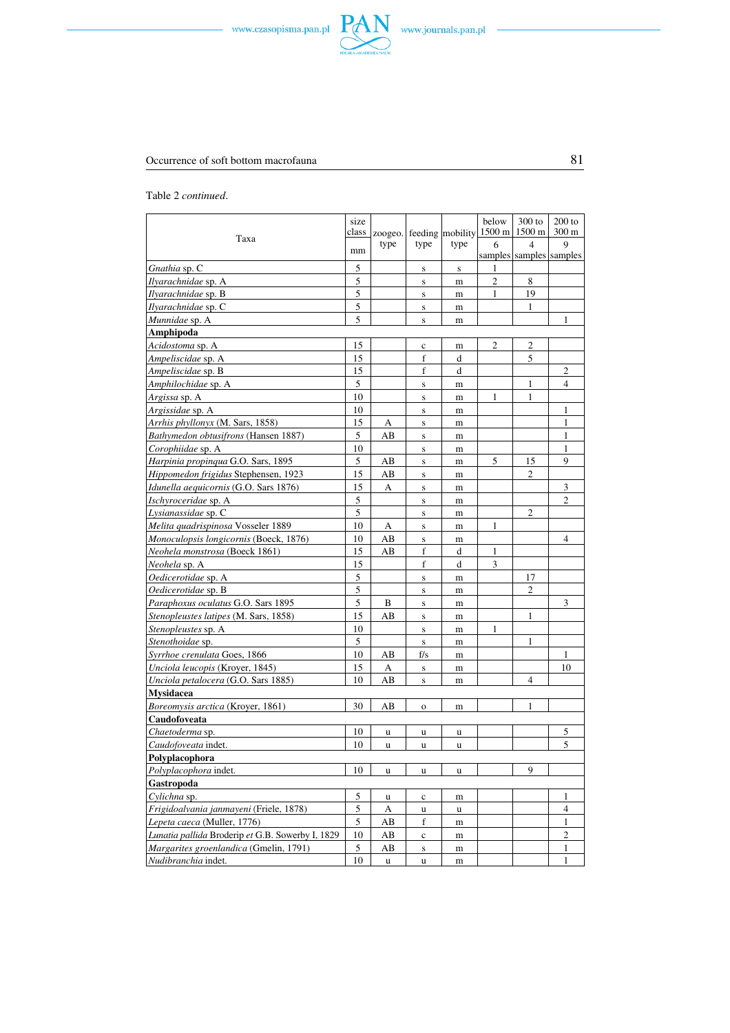Table 2 *continued*.

| Taxa | size class mm | zoogeo. type | feeding type | mobility type | below 1500 m 6 samples | 300 to 1500 m 4 samples | 200 to 300 m 9 samples |
|---|---|---|---|---|---|---|---|
| *Gnathia* sp. C | 5 | | s | s | 1 | | |
| *Ilyarachnidae* sp. A | 5 | | s | m | 2 | 8 | |
| *Ilyarachnidae* sp. B | 5 | | s | m | 1 | 19 | |
| *Ilyarachnidae* sp. C | 5 | | s | m | | 1 | |
| *Munnidae* sp. A | 5 | | s | m | | | 1 |
| **Amphipoda** | | | | | | | |
| *Acidostoma* sp. A | 15 | | c | m | 2 | 2 | |
| *Ampeliscidae* sp. A | 15 | | f | d | | 5 | |
| *Ampeliscidae* sp. B | 15 | | f | d | | | 2 |
| *Amphilochidae* sp. A | 5 | | s | m | | 1 | 4 |
| *Argissa* sp. A | 10 | | s | m | 1 | 1 | |
| *Argissidae* sp. A | 10 | | s | m | | | 1 |
| *Arrhis phyllonyx* (M. Sars, 1858) | 15 | A | s | m | | | 1 |
| *Bathymedon obtusifrons* (Hansen 1887) | 5 | AB | s | m | | | 1 |
| *Corophiidae* sp. A | 10 | | s | m | | | 1 |
| *Harpinia propinqua* G.O. Sars, 1895 | 5 | AB | s | m | 5 | 15 | 9 |
| *Hippomedon frigidus* Stephensen, 1923 | 15 | AB | s | m | | 2 | |
| *Idunella aequicornis* (G.O. Sars 1876) | 15 | A | s | m | | | 3 |
| *Ischyroceridae* sp. A | 5 | | s | m | | | 2 |
| *Lysianassidae* sp. C | 5 | | s | m | | 2 | |
| *Melita quadrispinosa* Vosseler 1889 | 10 | A | s | m | 1 | | |
| *Monoculopsis longicornis* (Boeck, 1876) | 10 | AB | s | m | | | 4 |
| *Neohela monstrosa* (Boeck 1861) | 15 | AB | f | d | 1 | | |
| *Neohela* sp. A | 15 | | f | d | 3 | | |
| *Oedicerotidae* sp. A | 5 | | s | m | | 17 | |
| *Oedicerotidae* sp. B | 5 | | s | m | | 2 | |
| *Paraphoxus oculatus* G.O. Sars 1895 | 5 | B | s | m | | | 3 |
| *Stenopleustes latipes* (M. Sars, 1858) | 15 | AB | s | m | | 1 | |
| *Stenopleustes* sp. A | 10 | | s | m | 1 | | |
| *Stenothoidae* sp. | 5 | | s | m | | 1 | |
| *Syrrhoe crenulata* Goes, 1866 | 10 | AB | f/s | m | | | 1 |
| *Unciola leucopis* (Kroyer, 1845) | 15 | A | s | m | | | 10 |
| *Unciola petalocera* (G.O. Sars 1885) | 10 | AB | s | m | | 4 | |
| **Mysidacea** | | | | | | | |
| *Boreomysis arctica* (Kroyer, 1861) | 30 | AB | o | m | | 1 | |
| **Caudofoveata** | | | | | | | |
| *Chaetoderma* sp. | 10 | u | u | u | | | 5 |
| *Caudofoveata* indet. | 10 | u | u | u | | | 5 |
| **Polyplacophora** | | | | | | | |
| *Polyplacophora* indet. | 10 | u | u | u | | 9 | |
| **Gastropoda** | | | | | | | |
| *Cylichna* sp. | 5 | u | c | m | | | 1 |
| *Frigidoalvania janmayeni* (Friele, 1878) | 5 | A | u | u | | | 4 |
| *Lepeta caeca* (Muller, 1776) | 5 | AB | f | m | | | 1 |
| *Lunatia pallida* Broderip *et* G.B. Sowerby I, 1829 | 10 | AB | c | m | | | 2 |
| *Margarites groenlandica* (Gmelin, 1791) | 5 | AB | s | m | | | 1 |
| *Nudibranchia* indet. | 10 | u | u | m | | | 1 |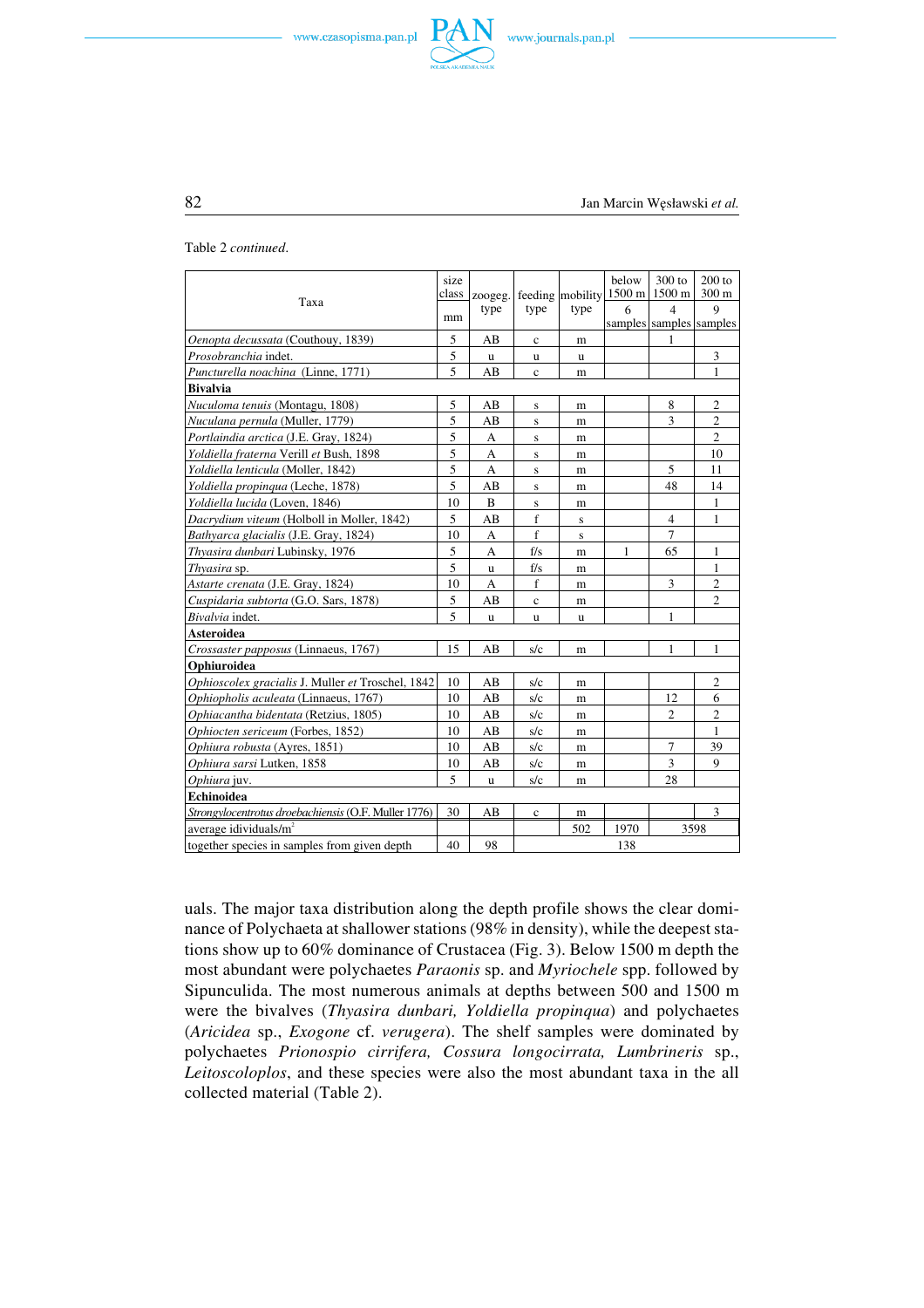Table 2 *continued*.

| Taxa | size class mm | zoogeg. type | feeding type | mobility type | below 1500 m 6 samples | 300 to 1500 m 4 samples | 200 to 300 m 9 samples |
|---|---|---|---|---|---|---|---|
| *Oenopta decussata* (Couthouy, 1839) | 5 | AB | c | m | | 1 | |
| *Prosobranchia* indet. | 5 | u | u | u | | | 3 |
| *Puncturella noachina* (Linne, 1771) | 5 | AB | c | m | | | 1 |
| **Bivalvia** | | | | | | | |
| *Nuculoma tenuis* (Montagu, 1808) | 5 | AB | s | m | | 8 | 2 |
| *Nuculana pernula* (Muller, 1779) | 5 | AB | s | m | | 3 | 2 |
| *Portlaindia arctica* (J.E. Gray, 1824) | 5 | A | s | m | | | 2 |
| *Yoldiella fraterna* Verill *et* Bush, 1898 | 5 | A | s | m | | | 10 |
| *Yoldiella lenticula* (Moller, 1842) | 5 | A | s | m | | 5 | 11 |
| *Yoldiella propinqua* (Leche, 1878) | 5 | AB | s | m | | 48 | 14 |
| *Yoldiella lucida* (Loven, 1846) | 10 | B | s | m | | | 1 |
| *Dacrydium viteum* (Holboll in Moller, 1842) | 5 | AB | f | s | | 4 | 1 |
| *Bathyarca glacialis* (J.E. Gray, 1824) | 10 | A | f | s | | 7 | |
| *Thyasira dunbari* Lubinsky, 1976 | 5 | A | f/s | m | 1 | 65 | 1 |
| *Thyasira* sp. | 5 | u | f/s | m | | | 1 |
| *Astarte crenata* (J.E. Gray, 1824) | 10 | A | f | m | | 3 | 2 |
| *Cuspidaria subtorta* (G.O. Sars, 1878) | 5 | AB | c | m | | | 2 |
| *Bivalvia* indet. | 5 | u | u | u | | 1 | |
| **Asteroidea** | | | | | | | |
| *Crossaster papposus* (Linnaeus, 1767) | 15 | AB | s/c | m | | 1 | 1 |
| **Ophiuroidea** | | | | | | | |
| *Ophioscolex gracialis* J. Muller *et* Troschel, 1842 | 10 | AB | s/c | m | | | 2 |
| *Ophiopholis aculeata* (Linnaeus, 1767) | 10 | AB | s/c | m | | 12 | 6 |
| *Ophiacantha bidentata* (Retzius, 1805) | 10 | AB | s/c | m | | 2 | 2 |
| *Ophiocten sericeum* (Forbes, 1852) | 10 | AB | s/c | m | | | 1 |
| *Ophiura robusta* (Ayres, 1851) | 10 | AB | s/c | m | | 7 | 39 |
| *Ophiura sarsi* Lutken, 1858 | 10 | AB | s/c | m | | 3 | 9 |
| *Ophiura* juv. | 5 | u | s/c | m | | 28 | |
| **Echinoidea** | | | | | | | |
| *Strongylocentrotus droebachiensis* (O.F. Muller 1776) | 30 | AB | c | m | | | 3 |
| average idividuals/m$^2$ | | | | 502 | 1970 | 3598 | |
| together species in samples from given depth | 40 | 98 | | | 138 | | |

uals. The major taxa distribution along the depth profile shows the clear dominance of Polychaeta at shallower stations (98% in density), while the deepest stations show up to 60% dominance of Crustacea (Fig. 3). Below 1500 m depth the most abundant were polychaetes *Paraonis* sp. and *Myriochele* spp. followed by Sipunculida. The most numerous animals at depths between 500 and 1500 m were the bivalves (*Thyasira dunbari, Yoldiella propinqua*) and polychaetes (*Aricidea* sp., *Exogone* cf. *verugera*). The shelf samples were dominated by polychaetes *Prionospio cirrifera, Cossura longocirrata, Lumbrineris* sp., *Leitoscoloplos*, and these species were also the most abundant taxa in the all collected material (Table 2).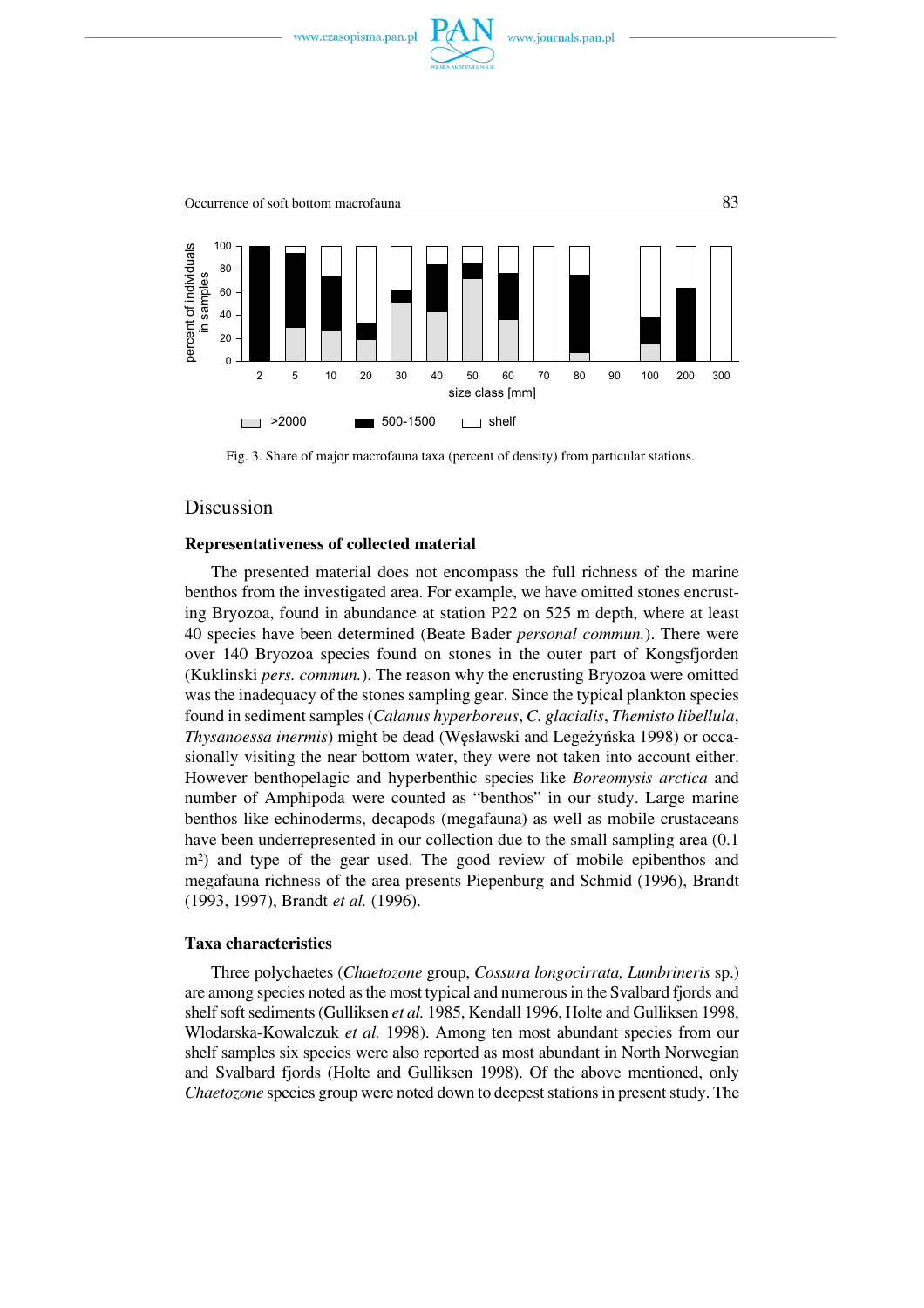percent of individuals in samples

100
80
60
40
20
0

2 5 10 20 30 40 50 60 70 80 90 100 200 300

size class [mm]

>2000 500-1500 shelf

Fig. 3. Share of major macrofauna taxa (percent of density) from particular stations.

# Discussion

### Representativeness of collected material

The presented material does not encompass the full richness of the marine benthos from the investigated area. For example, we have omitted stones encrusting Bryozoa, found in abundance at station P22 on 525 m depth, where at least 40 species have been determined (Beate Bader *personal commun.*). There were over 140 Bryozoa species found on stones in the outer part of Kongsfjorden (Kuklinski *pers. commun.*). The reason why the encrusting Bryozoa were omitted was the inadequacy of the stones sampling gear. Since the typical plankton species found in sediment samples (*Calanus hyperboreus*, *C. glacialis*, *Themisto libellula*, *Thysanoessa inermis*) might be dead (Węsławski and Legeżyńska 1998) or occasionally visiting the near bottom water, they were not taken into account either. However benthopelagic and hyperbenthic species like *Boreomysis arctica* and number of Amphipoda were counted as "benthos" in our study. Large marine benthos like echinoderms, decapods (megafauna) as well as mobile crustaceans have been underrepresented in our collection due to the small sampling area (0.1 m$^2$) and type of the gear used. The good review of mobile epibenthos and megafauna richness of the area presents Piepenburg and Schmid (1996), Brandt (1993, 1997), Brandt *et al.* (1996).

### Taxa characteristics

Three polychaetes (*Chaetozone* group, *Cossura longocirrata, Lumbrineris* sp.) are among species noted as the most typical and numerous in the Svalbard fjords and shelf soft sediments (Gulliksen *et al.* 1985, Kendall 1996, Holte and Gulliksen 1998, Wlodarska-Kowalczuk *et al.* 1998). Among ten most abundant species from our shelf samples six species were also reported as most abundant in North Norwegian and Svalbard fjords (Holte and Gulliksen 1998). Of the above mentioned, only *Chaetozone* species group were noted down to deepest stations in present study. The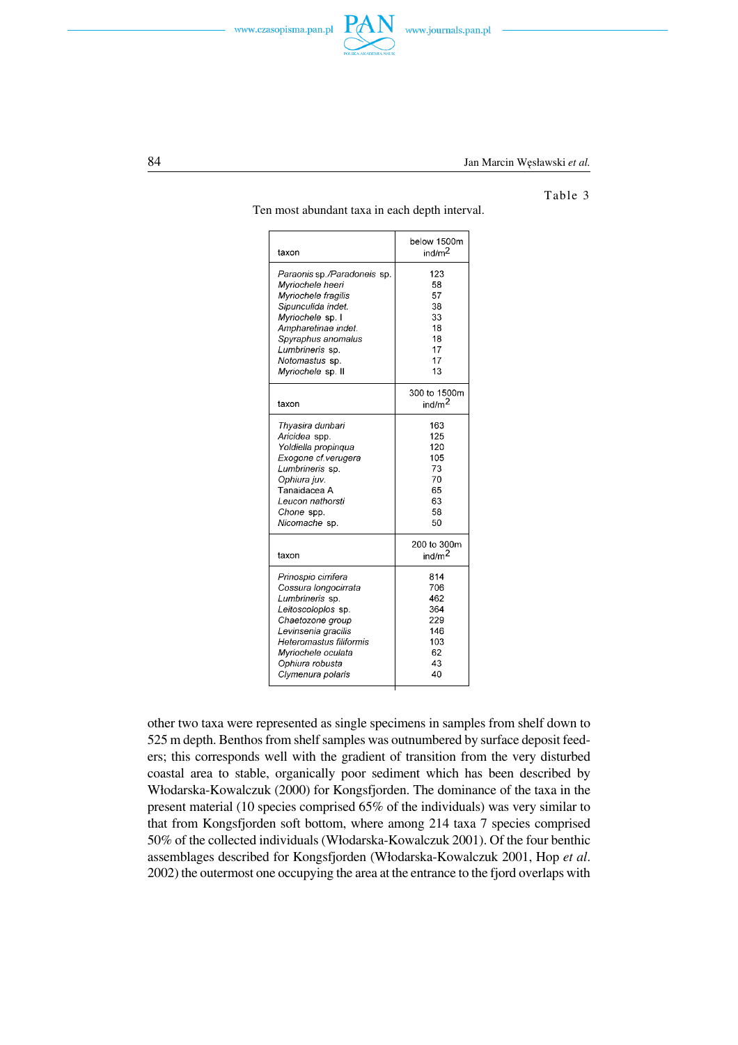Table 3

Ten most abundant taxa in each depth interval.

| taxon | below 1500m ind/m$^2$ |
|---|---|
| *Paraonis* sp./*Paradoneis* sp. | 123 |
| *Myriochele heeri* | 58 |
| *Myriochele fragilis* | 57 |
| *Sipunculida indet.* | 38 |
| *Myriochele* sp. I | 33 |
| *Ampharetinae indet.* | 18 |
| *Spyraphus anomalus* | 18 |
| *Lumbrineris* sp. | 17 |
| *Notomastus* sp. | 17 |
| *Myriochele* sp. II | 13 |
| **taxon** | **300 to 1500m ind/m$^2$** |
| *Thyasira dunbari* | 163 |
| *Aricidea* spp. | 125 |
| *Yoldiella propinqua* | 120 |
| *Exogone cf.verugera* | 105 |
| *Lumbrineris* sp. | 73 |
| *Ophiura juv.* | 70 |
| Tanaidacea A | 65 |
| *Leucon nathorsti* | 63 |
| *Chone* spp. | 58 |
| *Nicomache* sp. | 50 |
| **taxon** | **200 to 300m ind/m$^2$** |
| *Prinospio cirrifera* | 814 |
| *Cossura longocirrata* | 706 |
| *Lumbrineris* sp. | 462 |
| *Leitoscoloplos* sp. | 364 |
| *Chaetozone group* | 229 |
| *Levinsenia gracilis* | 146 |
| *Heteromastus filiformis* | 103 |
| *Myriochele oculata* | 62 |
| *Ophiura robusta* | 43 |
| *Clymenura polaris* | 40 |

other two taxa were represented as single specimens in samples from shelf down to 525 m depth. Benthos from shelf samples was outnumbered by surface deposit feeders; this corresponds well with the gradient of transition from the very disturbed coastal area to stable, organically poor sediment which has been described by Włodarska-Kowalczuk (2000) for Kongsfjorden. The dominance of the taxa in the present material (10 species comprised 65% of the individuals) was very similar to that from Kongsfjorden soft bottom, where among 214 taxa 7 species comprised 50% of the collected individuals (Włodarska-Kowalczuk 2001). Of the four benthic assemblages described for Kongsfjorden (Włodarska-Kowalczuk 2001, Hop *et al.* 2002) the outermost one occupying the area at the entrance to the fjord overlaps with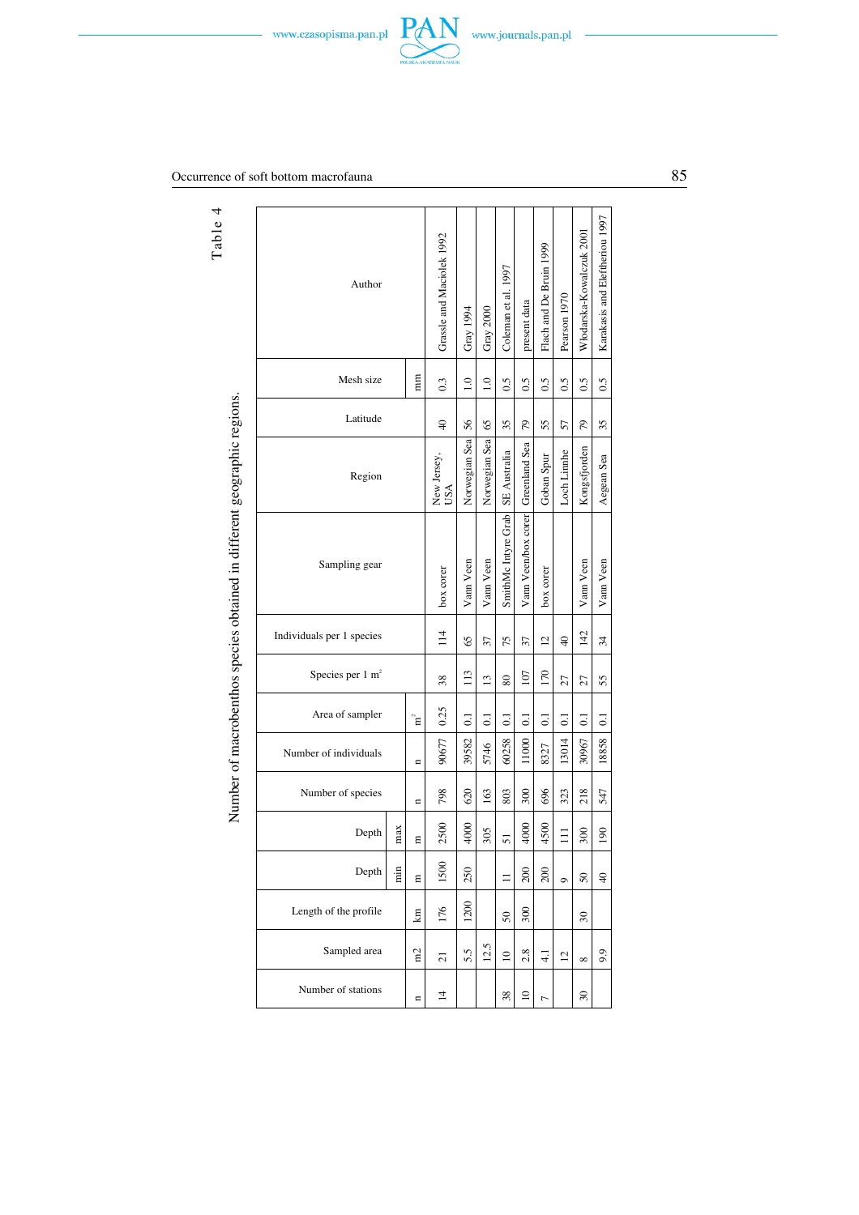Table 4

Number of macrobenthos species obtained in different geographic regions.

| Number of stations | Sampled area | Length of the profile | Depth min | Depth max | Number of species | Number of individuals | Area of sampler | Species per 1 m² | Individuals per 1 species | Sampling gear | Region | Latitude | Mesh size | Author |
|---|---|---|---|---|---|---|---|---|---|---|---|---|---|---|
| n | m2 | km | m | m | n | n | $m^2$ | | | | | | mm | |
| 14 | 21 | 176 | 1500 | 2500 | 798 | 90677 | 0.25 | 38 | 114 | box corer | New Jersey, USA | 40 | 0.3 | Grassle and Maciolek 1992 |
| | 5.5 | 1200 | 250 | 4000 | 620 | 39582 | 0.1 | 113 | 65 | Vann Veen | Norwegian Sea | 56 | 1.0 | Gray 1994 |
| | 12.5 | | | 305 | 163 | 5746 | 0.1 | 13 | 37 | Vann Veen | Norwegian Sea | 65 | 1.0 | Gray 2000 |
| 38 | 10 | 50 | 11 | 51 | 803 | 60258 | 0.1 | 80 | 75 | SmithMc Intyre Grab | SE Australia | 35 | 0.5 | Coleman et al. 1997 |
| 10 | 2.8 | 300 | 200 | 4000 | 300 | 11000 | 0.1 | 107 | 37 | Vann Veen/box corer | Greenland Sea | 79 | 0.5 | present data |
| 7 | 4.1 | | 200 | 4500 | 696 | 8327 | 0.1 | 170 | 12 | box corer | Goban Spur | 55 | 0.5 | Flach and De Bruin 1999 |
| | 12 | | 9 | 111 | 323 | 13014 | 0.1 | 27 | 40 | | Loch Linnhe | 57 | 0.5 | Pearson 1970 |
| 30 | 8 | 30 | 50 | 300 | 218 | 30967 | 0.1 | 27 | 142 | Vann Veen | Kongsfjorden | 79 | 0.5 | Włodarska-Kowalczuk 2001 |
| | 9.9 | | 40 | 190 | 547 | 18858 | 0.1 | 55 | 34 | Vann Veen | Aegean Sea | 35 | 0.5 | Karakasis and Eleftheriou 1997 |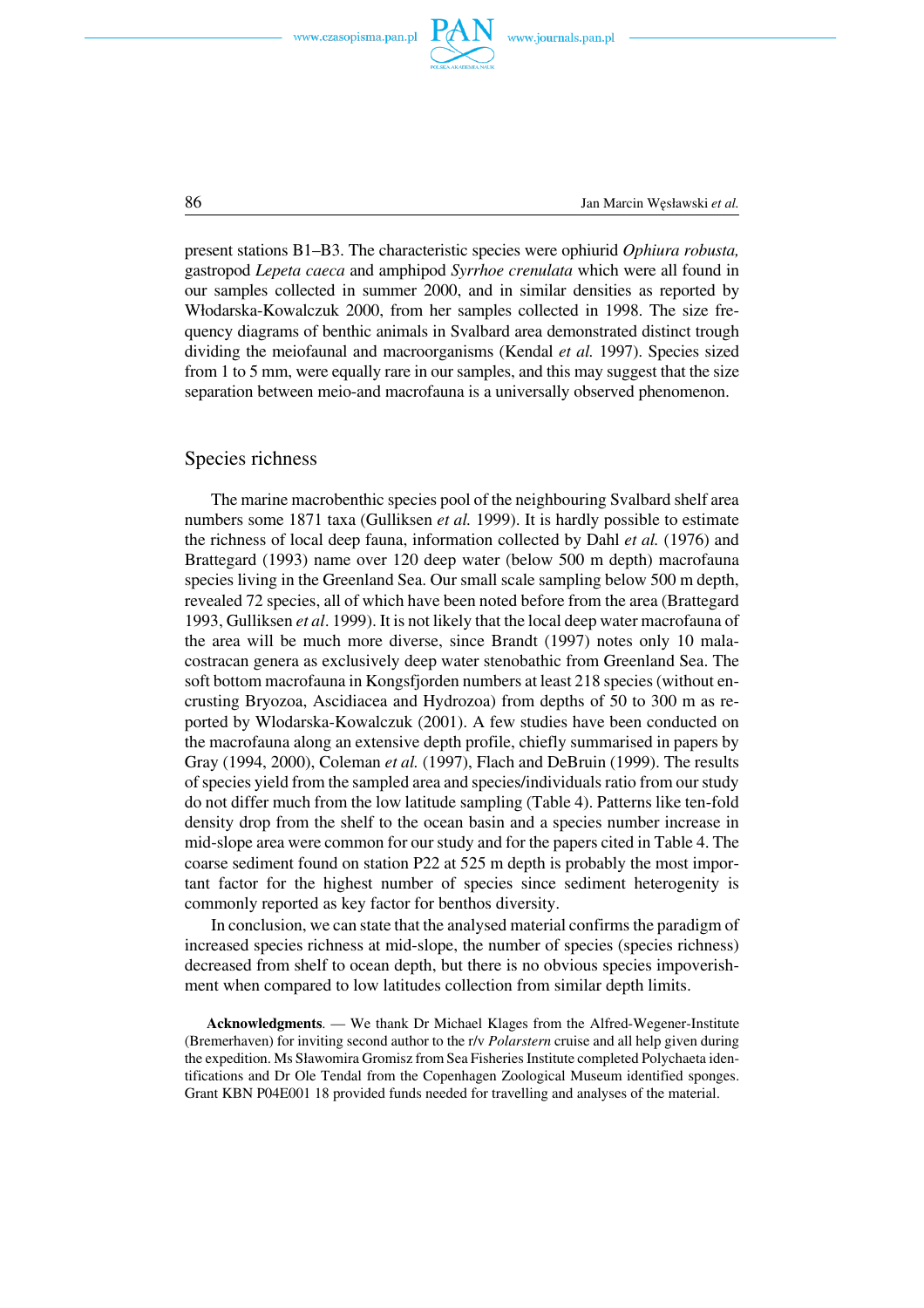present stations B1–B3. The characteristic species were ophiurid *Ophiura robusta,* gastropod *Lepeta caeca* and amphipod *Syrrhoe crenulata* which were all found in our samples collected in summer 2000, and in similar densities as reported by Włodarska-Kowalczuk 2000, from her samples collected in 1998. The size frequency diagrams of benthic animals in Svalbard area demonstrated distinct trough dividing the meiofaunal and macroorganisms (Kendal *et al.* 1997). Species sized from 1 to 5 mm, were equally rare in our samples, and this may suggest that the size separation between meio-and macrofauna is a universally observed phenomenon.

## Species richness

The marine macrobenthic species pool of the neighbouring Svalbard shelf area numbers some 1871 taxa (Gulliksen *et al.* 1999). It is hardly possible to estimate the richness of local deep fauna, information collected by Dahl *et al.* (1976) and Brattegard (1993) name over 120 deep water (below 500 m depth) macrofauna species living in the Greenland Sea. Our small scale sampling below 500 m depth, revealed 72 species, all of which have been noted before from the area (Brattegard 1993, Gulliksen *et al*. 1999). It is not likely that the local deep water macrofauna of the area will be much more diverse, since Brandt (1997) notes only 10 malacostracan genera as exclusively deep water stenobathic from Greenland Sea. The soft bottom macrofauna in Kongsfjorden numbers at least 218 species (without encrusting Bryozoa, Ascidiacea and Hydrozoa) from depths of 50 to 300 m as reported by Wlodarska-Kowalczuk (2001). A few studies have been conducted on the macrofauna along an extensive depth profile, chiefly summarised in papers by Gray (1994, 2000), Coleman *et al.* (1997), Flach and DeBruin (1999). The results of species yield from the sampled area and species/individuals ratio from our study do not differ much from the low latitude sampling (Table 4). Patterns like ten-fold density drop from the shelf to the ocean basin and a species number increase in mid-slope area were common for our study and for the papers cited in Table 4. The coarse sediment found on station P22 at 525 m depth is probably the most important factor for the highest number of species since sediment heterogenity is commonly reported as key factor for benthos diversity.

In conclusion, we can state that the analysed material confirms the paradigm of increased species richness at mid-slope, the number of species (species richness) decreased from shelf to ocean depth, but there is no obvious species impoverishment when compared to low latitudes collection from similar depth limits.

**Acknowledgments**. — We thank Dr Michael Klages from the Alfred-Wegener-Institute (Bremerhaven) for inviting second author to the r/v *Polarstern* cruise and all help given during the expedition. Ms Sławomira Gromisz from Sea Fisheries Institute completed Polychaeta identifications and Dr Ole Tendal from the Copenhagen Zoological Museum identified sponges. Grant KBN P04E001 18 provided funds needed for travelling and analyses of the material.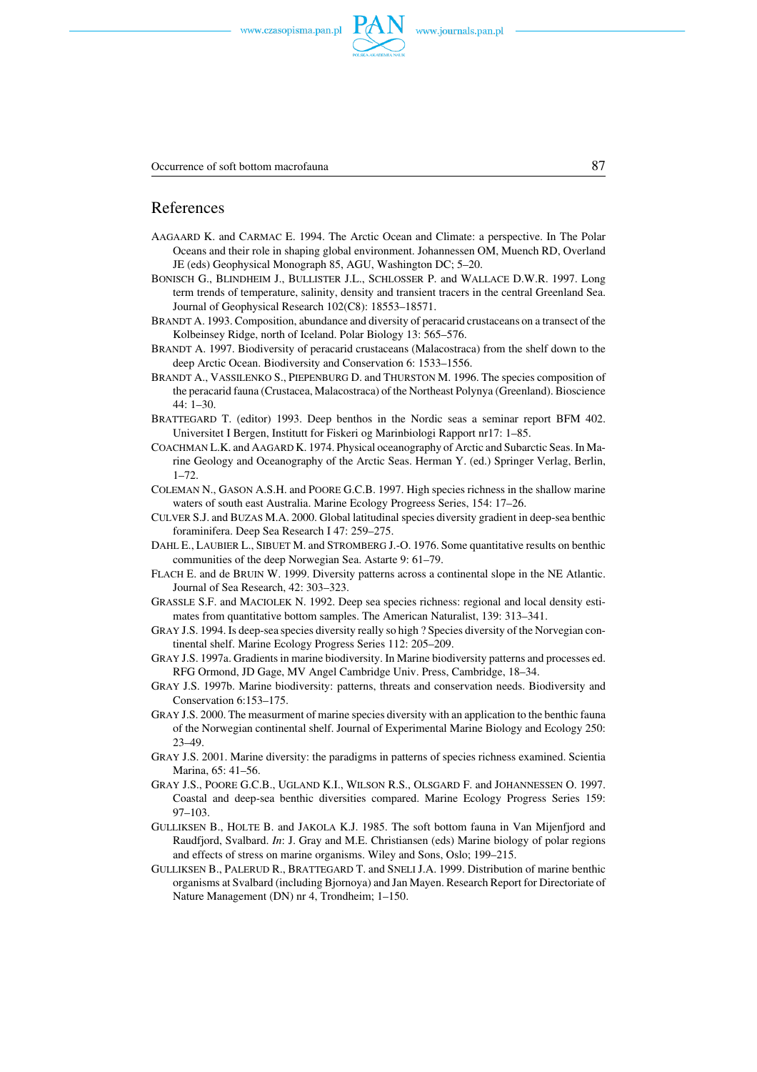## References

AAGAARD K. and CARMAC E. 1994. The Arctic Ocean and Climate: a perspective. In The Polar Oceans and their role in shaping global environment. Johannessen OM, Muench RD, Overland JE (eds) Geophysical Monograph 85, AGU, Washington DC; 5–20.

BONISCH G., BLINDHEIM J., BULLISTER J.L., SCHLOSSER P. and WALLACE D.W.R. 1997. Long term trends of temperature, salinity, density and transient tracers in the central Greenland Sea. Journal of Geophysical Research 102(C8): 18553–18571.

BRANDT A. 1993. Composition, abundance and diversity of peracarid crustaceans on a transect of the Kolbeinsey Ridge, north of Iceland. Polar Biology 13: 565–576.

BRANDT A. 1997. Biodiversity of peracarid crustaceans (Malacostraca) from the shelf down to the deep Arctic Ocean. Biodiversity and Conservation 6: 1533–1556.

BRANDT A., VASSILENKO S., PIEPENBURG D. and THURSTON M. 1996. The species composition of the peracarid fauna (Crustacea, Malacostraca) of the Northeast Polynya (Greenland). Bioscience 44: 1–30.

BRATTEGARD T. (editor) 1993. Deep benthos in the Nordic seas a seminar report BFM 402. Universitet I Bergen, Institutt for Fiskeri og Marinbiologi Rapport nr17: 1–85.

COACHMAN L.K. and AAGARD K. 1974. Physical oceanography of Arctic and Subarctic Seas. In Marine Geology and Oceanography of the Arctic Seas. Herman Y. (ed.) Springer Verlag, Berlin, 1–72.

COLEMAN N., GASON A.S.H. and POORE G.C.B. 1997. High species richness in the shallow marine waters of south east Australia. Marine Ecology Progreess Series, 154: 17–26.

CULVER S.J. and BUZAS M.A. 2000. Global latitudinal species diversity gradient in deep-sea benthic foraminifera. Deep Sea Research I 47: 259–275.

DAHL E., LAUBIER L., SIBUET M. and STROMBERG J.-O. 1976. Some quantitative results on benthic communities of the deep Norwegian Sea. Astarte 9: 61–79.

FLACH E. and de BRUIN W. 1999. Diversity patterns across a continental slope in the NE Atlantic. Journal of Sea Research, 42: 303–323.

GRASSLE S.F. and MACIOLEK N. 1992. Deep sea species richness: regional and local density estimates from quantitative bottom samples. The American Naturalist, 139: 313–341.

GRAY J.S. 1994. Is deep-sea species diversity really so high ? Species diversity of the Norvegian continental shelf. Marine Ecology Progress Series 112: 205–209.

GRAY J.S. 1997a. Gradients in marine biodiversity. In Marine biodiversity patterns and processes ed. RFG Ormond, JD Gage, MV Angel Cambridge Univ. Press, Cambridge, 18–34.

GRAY J.S. 1997b. Marine biodiversity: patterns, threats and conservation needs. Biodiversity and Conservation 6:153–175.

GRAY J.S. 2000. The measurment of marine species diversity with an application to the benthic fauna of the Norwegian continental shelf. Journal of Experimental Marine Biology and Ecology 250: 23–49.

GRAY J.S. 2001. Marine diversity: the paradigms in patterns of species richness examined. Scientia Marina, 65: 41–56.

GRAY J.S., POORE G.C.B., UGLAND K.I., WILSON R.S., OLSGARD F. and JOHANNESSEN O. 1997. Coastal and deep-sea benthic diversities compared. Marine Ecology Progress Series 159: 97–103.

GULLIKSEN B., HOLTE B. and JAKOLA K.J. 1985. The soft bottom fauna in Van Mijenfjord and Raudfjord, Svalbard. *In*: J. Gray and M.E. Christiansen (eds) Marine biology of polar regions and effects of stress on marine organisms. Wiley and Sons, Oslo; 199–215.

GULLIKSEN B., PALERUD R., BRATTEGARD T. and SNELI J.A. 1999. Distribution of marine benthic organisms at Svalbard (including Bjornoya) and Jan Mayen. Research Report for Directoriate of Nature Management (DN) nr 4, Trondheim; 1–150.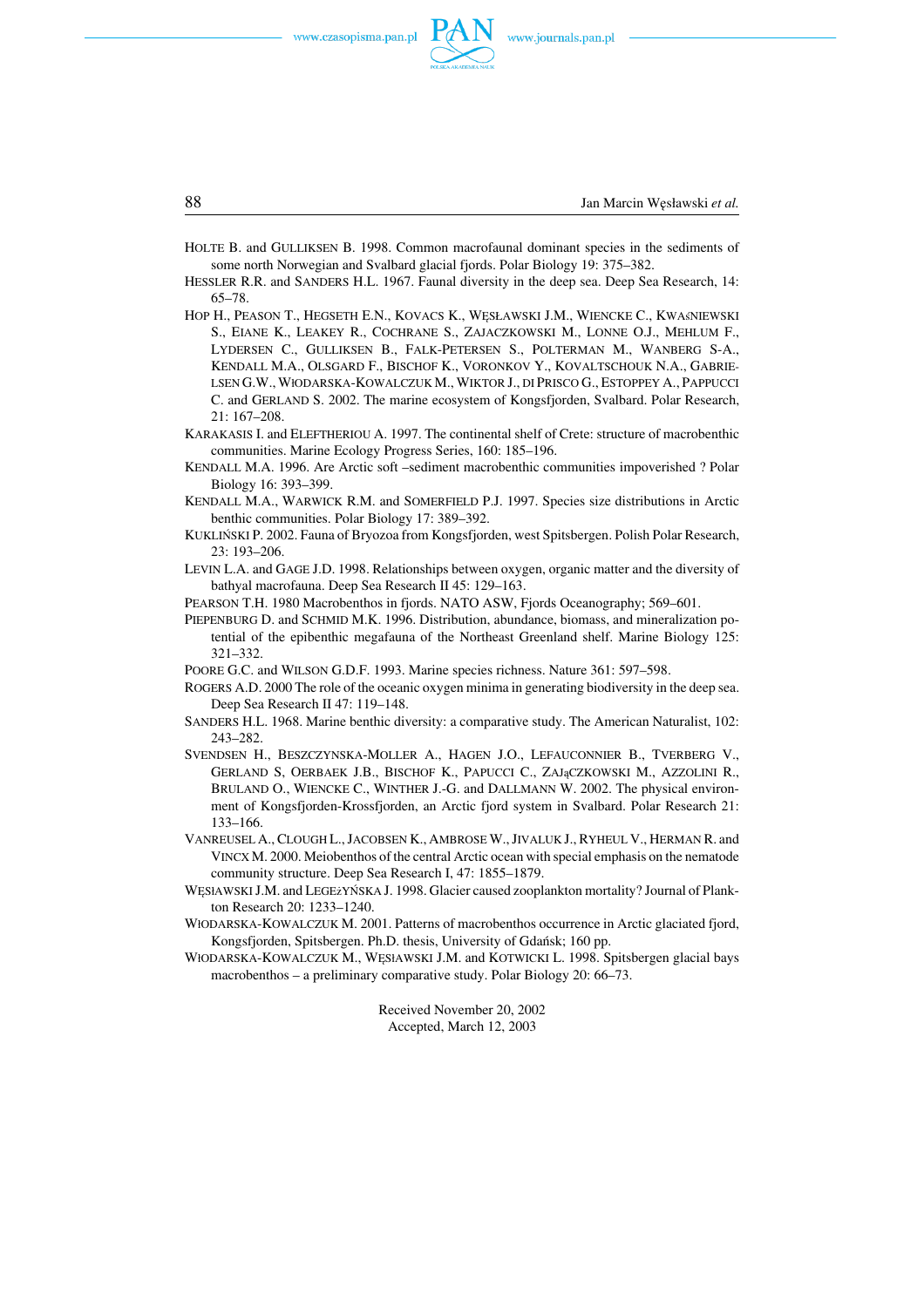HOLTE B. and GULLIKSEN B. 1998. Common macrofaunal dominant species in the sediments of some north Norwegian and Svalbard glacial fjords. Polar Biology 19: 375–382.

HESSLER R.R. and SANDERS H.L. 1967. Faunal diversity in the deep sea. Deep Sea Research, 14: 65–78.

HOP H., PEASON T., HEGSETH E.N., KOVACS K., WĘSŁAWSKI J.M., WIENCKE C., KWAśNIEWSKI S., EIANE K., LEAKEY R., COCHRANE S., ZAJACZKOWSKI M., LONNE O.J., MEHLUM F., LYDERSEN C., GULLIKSEN B., FALK-PETERSEN S., POLTERMAN M., WANBERG S-A., KENDALL M.A., OLSGARD F., BISCHOF K., VORONKOV Y., KOVALTSCHOUK N.A., GABRIELSEN G.W., WlODARSKA-KOWALCZUK M., WIKTOR J., DI PRISCO G., ESTOPPEY A., PAPPUCCI C. and GERLAND S. 2002. The marine ecosystem of Kongsfjorden, Svalbard. Polar Research, 21: 167–208.

KARAKASIS I. and ELEFTHERIOU A. 1997. The continental shelf of Crete: structure of macrobenthic communities. Marine Ecology Progress Series, 160: 185–196.

KENDALL M.A. 1996. Are Arctic soft –sediment macrobenthic communities impoverished ? Polar Biology 16: 393–399.

KENDALL M.A., WARWICK R.M. and SOMERFIELD P.J. 1997. Species size distributions in Arctic benthic communities. Polar Biology 17: 389–392.

KUKLIŃSKI P. 2002. Fauna of Bryozoa from Kongsfjorden, west Spitsbergen. Polish Polar Research, 23: 193–206.

LEVIN L.A. and GAGE J.D. 1998. Relationships between oxygen, organic matter and the diversity of bathyal macrofauna. Deep Sea Research II 45: 129–163.

PEARSON T.H. 1980 Macrobenthos in fjords. NATO ASW, Fjords Oceanography; 569–601.

PIEPENBURG D. and SCHMID M.K. 1996. Distribution, abundance, biomass, and mineralization potential of the epibenthic megafauna of the Northeast Greenland shelf. Marine Biology 125: 321–332.

POORE G.C. and WILSON G.D.F. 1993. Marine species richness. Nature 361: 597–598.

ROGERS A.D. 2000 The role of the oceanic oxygen minima in generating biodiversity in the deep sea. Deep Sea Research II 47: 119–148.

SANDERS H.L. 1968. Marine benthic diversity: a comparative study. The American Naturalist, 102: 243–282.

SVENDSEN H., BESZCZYNSKA-MOLLER A., HAGEN J.O., LEFAUCONNIER B., TVERBERG V., GERLAND S, OERBAEK J.B., BISCHOF K., PAPUCCI C., ZAJąCZKOWSKI M., AZZOLINI R., BRULAND O., WIENCKE C., WINTHER J.-G. and DALLMANN W. 2002. The physical environment of Kongsfjorden-Krossfjorden, an Arctic fjord system in Svalbard. Polar Research 21: 133–166.

VANREUSEL A., CLOUGH L., JACOBSEN K., AMBROSE W., JIVALUK J., RYHEUL V., HERMAN R. and VINCX M. 2000. Meiobenthos of the central Arctic ocean with special emphasis on the nematode community structure. Deep Sea Research I, 47: 1855–1879.

WĘSlAWSKI J.M. and LEGEżYŃSKA J. 1998. Glacier caused zooplankton mortality? Journal of Plankton Research 20: 1233–1240.

WlODARSKA-KOWALCZUK M. 2001. Patterns of macrobenthos occurrence in Arctic glaciated fjord, Kongsfjorden, Spitsbergen. Ph.D. thesis, University of Gdańsk; 160 pp.

WlODARSKA-KOWALCZUK M., WĘSlAWSKI J.M. and KOTWICKI L. 1998. Spitsbergen glacial bays macrobenthos – a preliminary comparative study. Polar Biology 20: 66–73.

Received November 20, 2002
Accepted, March 12, 2003